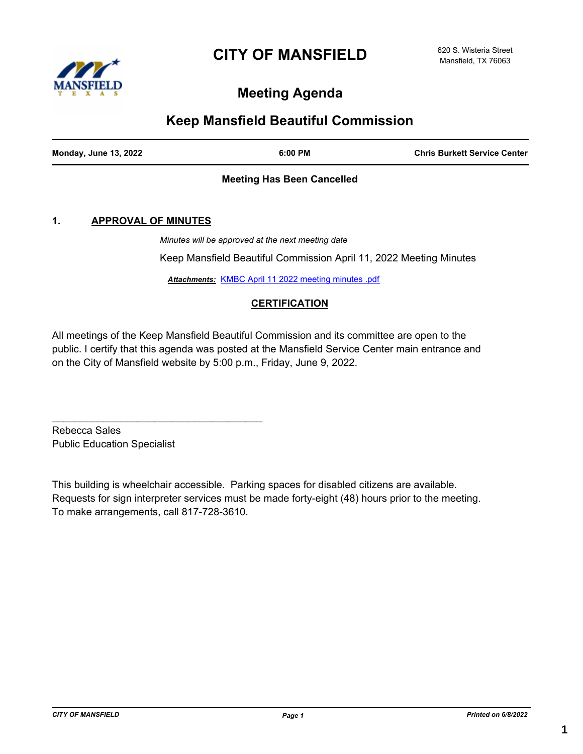# CITY OF MANSFIELD

620 S. Wisteria Street
Mansfield, TX 76063

## Meeting Agenda

## Keep Mansfield Beautiful Commission

| Monday, June 13, 2022 | 6:00 PM | Chris Burkett Service Center |
|---|---|---|

**Meeting Has Been Cancelled**

**1. APPROVAL OF MINUTES**

*Minutes will be approved at the next meeting date*

Keep Mansfield Beautiful Commission April 11, 2022 Meeting Minutes

***Attachments:*** KMBC April 11 2022 meeting minutes .pdf

**CERTIFICATION**

All meetings of the Keep Mansfield Beautiful Commission and its committee are open to the public. I certify that this agenda was posted at the Mansfield Service Center main entrance and on the City of Mansfield website by 5:00 p.m., Friday, June 9, 2022.

\_\_\_\_\_\_\_\_\_\_\_\_\_\_\_\_\_\_\_\_\_\_\_\_\_\_\_\_\_\_\_\_\_\_\_\_

Rebecca Sales
Public Education Specialist

This building is wheelchair accessible. Parking spaces for disabled citizens are available. Requests for sign interpreter services must be made forty-eight (48) hours prior to the meeting. To make arrangements, call 817-728-3610.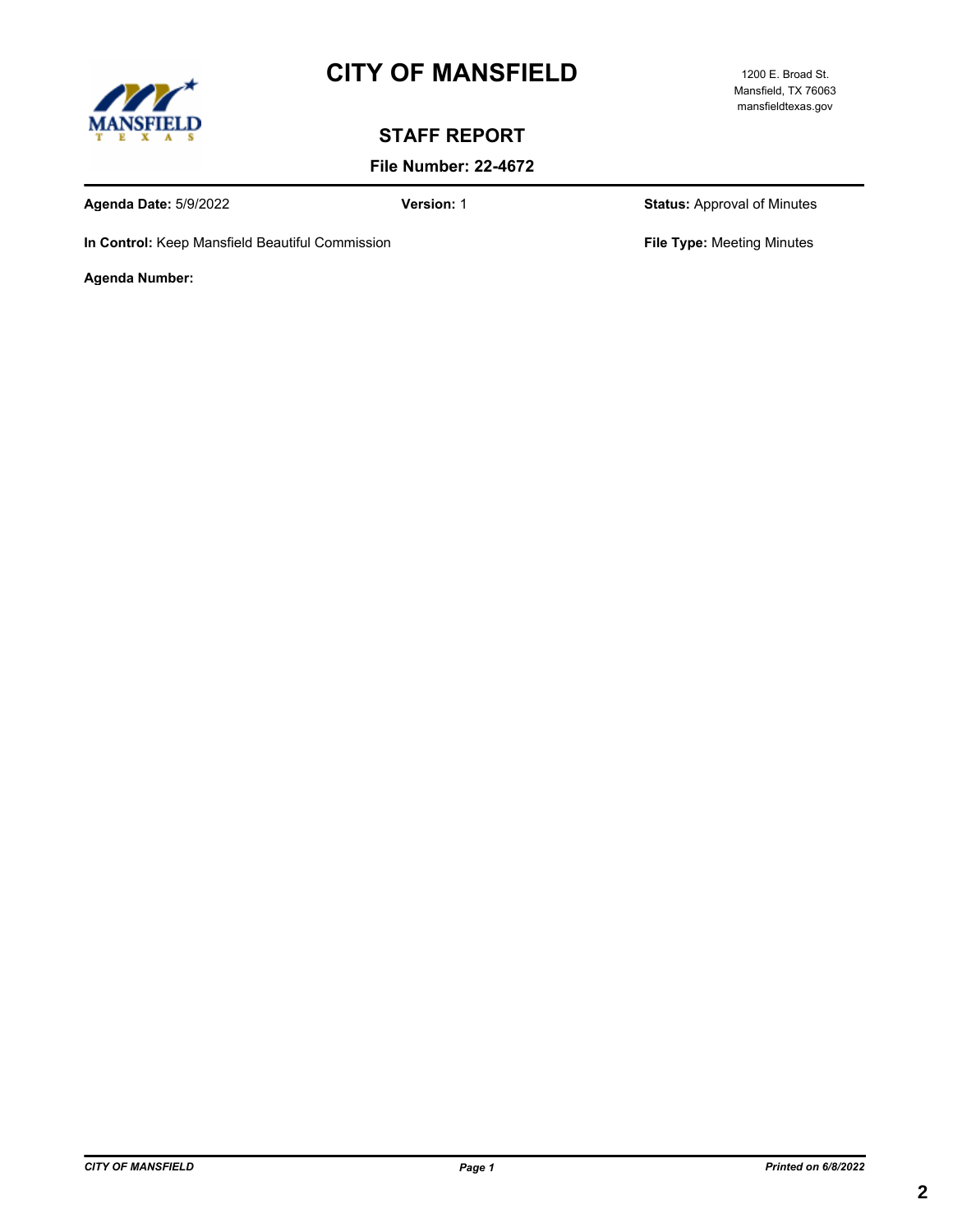# CITY OF MANSFIELD

1200 E. Broad St.
Mansfield, TX 76063
mansfieldtexas.gov

## STAFF REPORT

**File Number: 22-4672**

**Agenda Date:** 5/9/2022 **Version:** 1 **Status:** Approval of Minutes

**In Control:** Keep Mansfield Beautiful Commission **File Type:** Meeting Minutes

**Agenda Number:**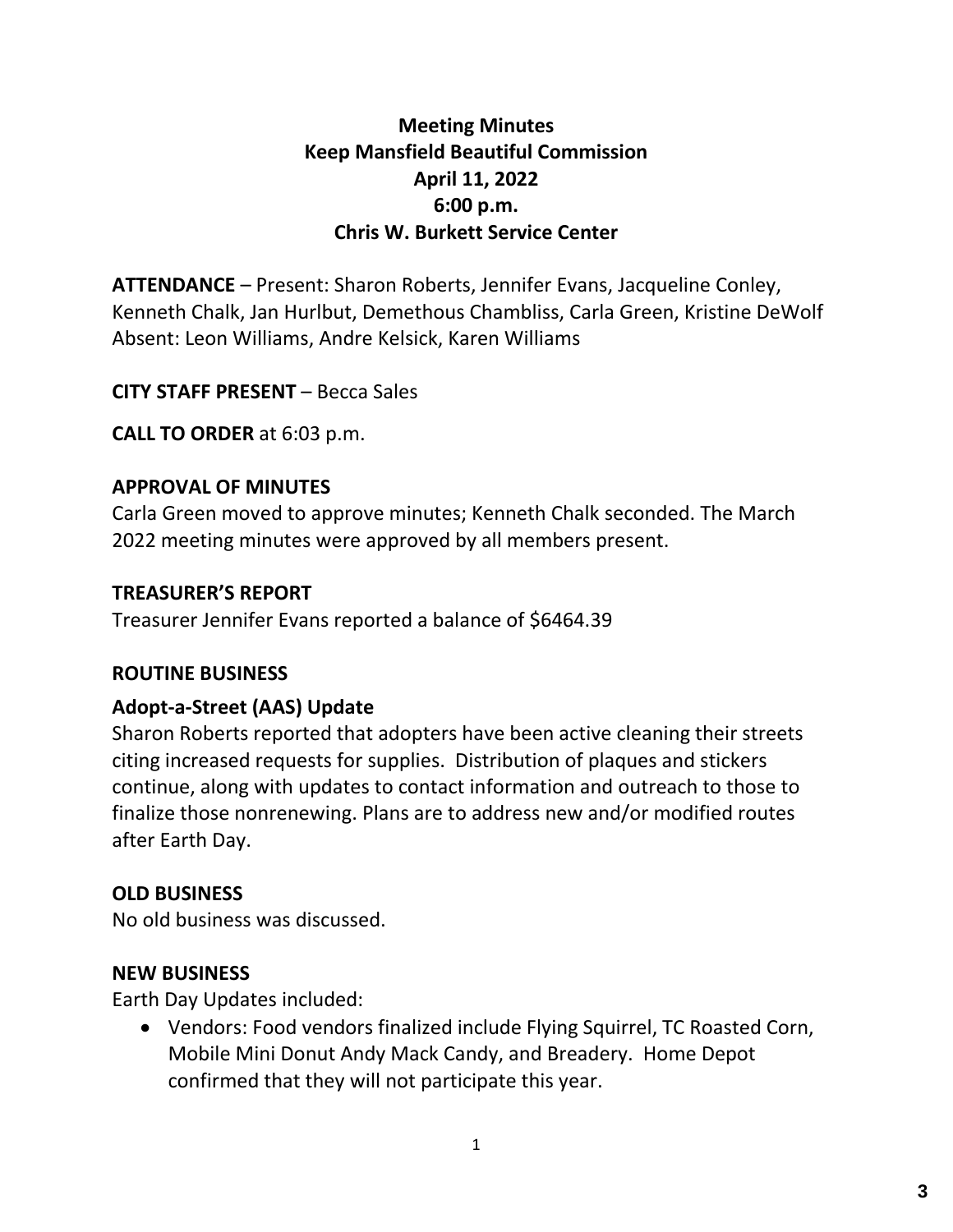# Meeting Minutes
# Keep Mansfield Beautiful Commission
# April 11, 2022
# 6:00 p.m.
# Chris W. Burkett Service Center

**ATTENDANCE** – Present: Sharon Roberts, Jennifer Evans, Jacqueline Conley, Kenneth Chalk, Jan Hurlbut, Demethous Chambliss, Carla Green, Kristine DeWolf
Absent: Leon Williams, Andre Kelsick, Karen Williams

**CITY STAFF PRESENT** – Becca Sales

**CALL TO ORDER** at 6:03 p.m.

## APPROVAL OF MINUTES

Carla Green moved to approve minutes; Kenneth Chalk seconded. The March 2022 meeting minutes were approved by all members present.

## TREASURER'S REPORT

Treasurer Jennifer Evans reported a balance of $6464.39

## ROUTINE BUSINESS

### Adopt-a-Street (AAS) Update

Sharon Roberts reported that adopters have been active cleaning their streets citing increased requests for supplies. Distribution of plaques and stickers continue, along with updates to contact information and outreach to those to finalize those nonrenewing. Plans are to address new and/or modified routes after Earth Day.

## OLD BUSINESS

No old business was discussed.

## NEW BUSINESS

Earth Day Updates included:

- Vendors: Food vendors finalized include Flying Squirrel, TC Roasted Corn, Mobile Mini Donut Andy Mack Candy, and Breadery. Home Depot confirmed that they will not participate this year.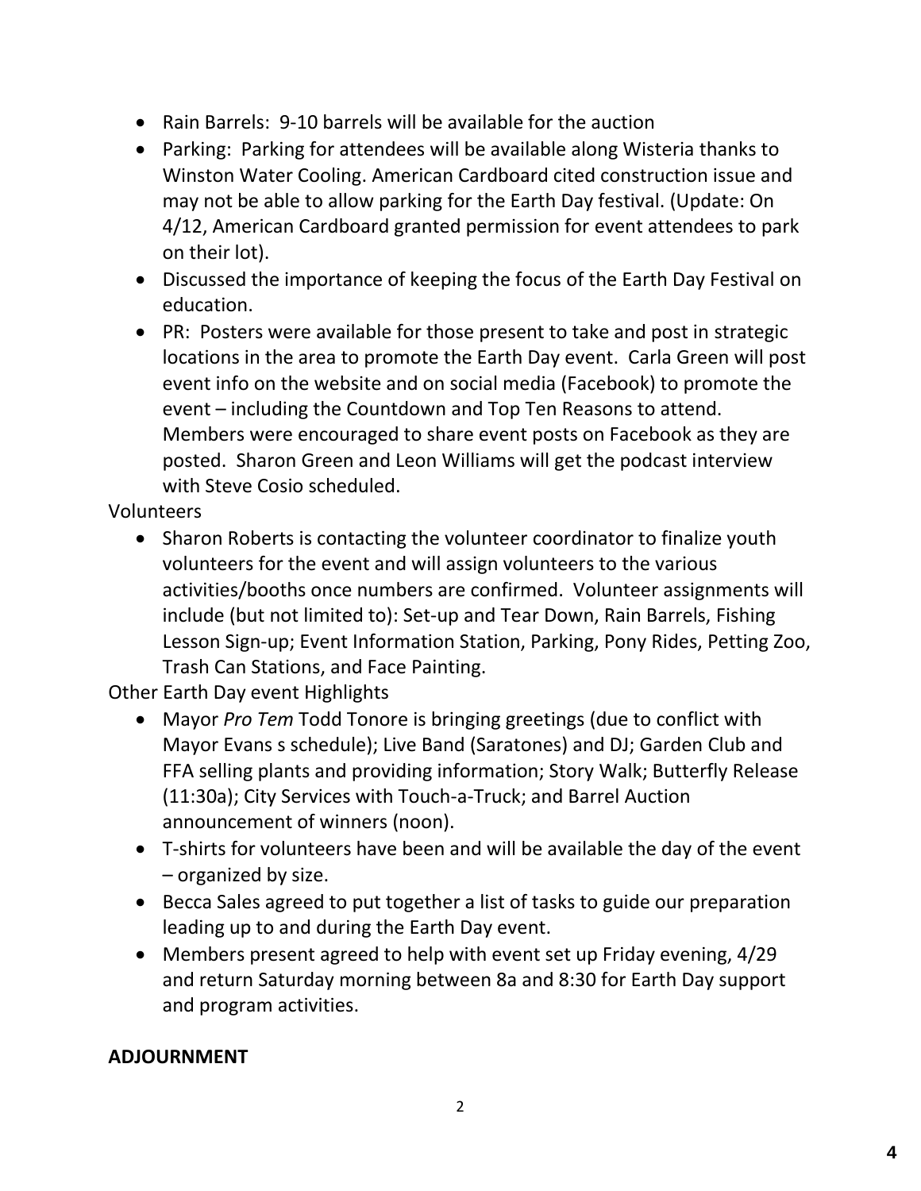- Rain Barrels: 9-10 barrels will be available for the auction
- Parking: Parking for attendees will be available along Wisteria thanks to Winston Water Cooling. American Cardboard cited construction issue and may not be able to allow parking for the Earth Day festival. (Update: On 4/12, American Cardboard granted permission for event attendees to park on their lot).
- Discussed the importance of keeping the focus of the Earth Day Festival on education.
- PR: Posters were available for those present to take and post in strategic locations in the area to promote the Earth Day event. Carla Green will post event info on the website and on social media (Facebook) to promote the event – including the Countdown and Top Ten Reasons to attend. Members were encouraged to share event posts on Facebook as they are posted. Sharon Green and Leon Williams will get the podcast interview with Steve Cosio scheduled.

Volunteers

- Sharon Roberts is contacting the volunteer coordinator to finalize youth volunteers for the event and will assign volunteers to the various activities/booths once numbers are confirmed. Volunteer assignments will include (but not limited to): Set-up and Tear Down, Rain Barrels, Fishing Lesson Sign-up; Event Information Station, Parking, Pony Rides, Petting Zoo, Trash Can Stations, and Face Painting.

Other Earth Day event Highlights

- Mayor *Pro Tem* Todd Tonore is bringing greetings (due to conflict with Mayor Evans s schedule); Live Band (Saratones) and DJ; Garden Club and FFA selling plants and providing information; Story Walk; Butterfly Release (11:30a); City Services with Touch-a-Truck; and Barrel Auction announcement of winners (noon).
- T-shirts for volunteers have been and will be available the day of the event – organized by size.
- Becca Sales agreed to put together a list of tasks to guide our preparation leading up to and during the Earth Day event.
- Members present agreed to help with event set up Friday evening, 4/29 and return Saturday morning between 8a and 8:30 for Earth Day support and program activities.

**ADJOURNMENT**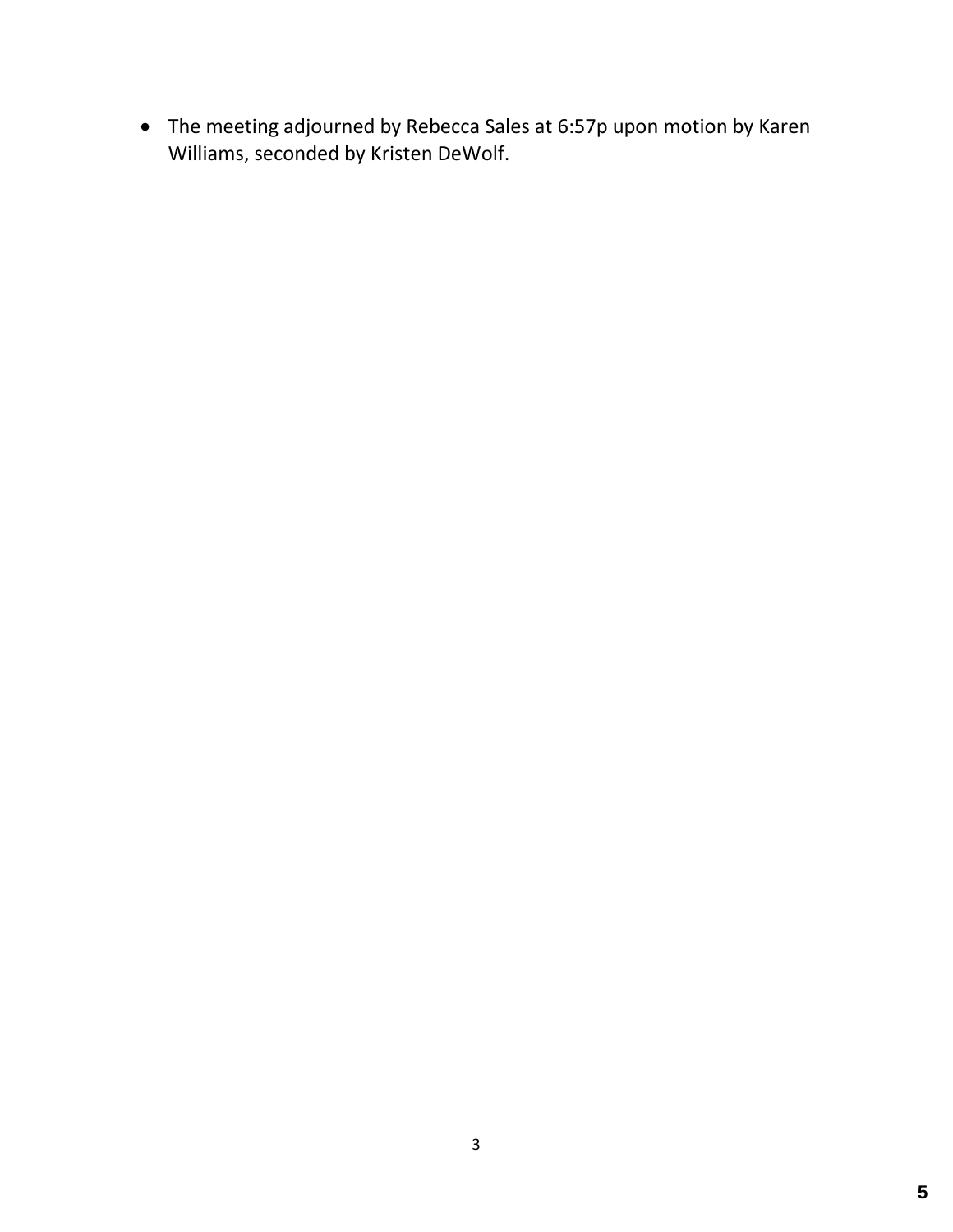- The meeting adjourned by Rebecca Sales at 6:57p upon motion by Karen Williams, seconded by Kristen DeWolf.